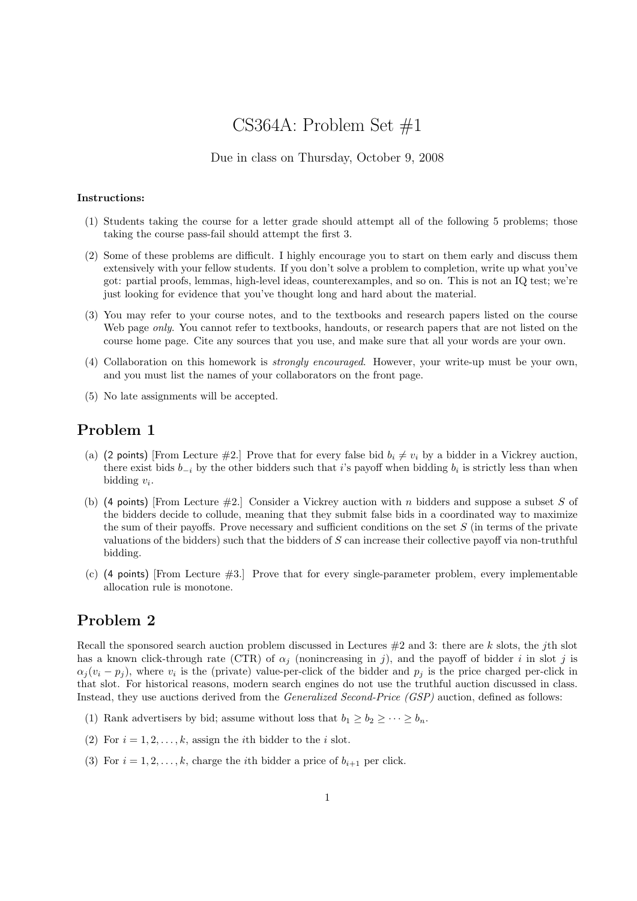# CS364A: Problem Set #1

Due in class on Thursday, October 9, 2008

**Instructions:**

(1) Students taking the course for a letter grade should attempt all of the following 5 problems; those taking the course pass-fail should attempt the first 3.

(2) Some of these problems are difficult. I highly encourage you to start on them early and discuss them extensively with your fellow students. If you don't solve a problem to completion, write up what you've got: partial proofs, lemmas, high-level ideas, counterexamples, and so on. This is not an IQ test; we're just looking for evidence that you've thought long and hard about the material.

(3) You may refer to your course notes, and to the textbooks and research papers listed on the course Web page *only*. You cannot refer to textbooks, handouts, or research papers that are not listed on the course home page. Cite any sources that you use, and make sure that all your words are your own.

(4) Collaboration on this homework is *strongly encouraged*. However, your write-up must be your own, and you must list the names of your collaborators on the front page.

(5) No late assignments will be accepted.

## Problem 1

(a) (2 points) [From Lecture #2.] Prove that for every false bid $b_i \neq v_i$ by a bidder in a Vickrey auction, there exist bids $b_{-i}$ by the other bidders such that $i$'s payoff when bidding $b_i$ is strictly less than when bidding $v_i$.

(b) (4 points) [From Lecture #2.] Consider a Vickrey auction with $n$ bidders and suppose a subset $S$ of the bidders decide to collude, meaning that they submit false bids in a coordinated way to maximize the sum of their payoffs. Prove necessary and sufficient conditions on the set $S$ (in terms of the private valuations of the bidders) such that the bidders of $S$ can increase their collective payoff via non-truthful bidding.

(c) (4 points) [From Lecture #3.] Prove that for every single-parameter problem, every implementable allocation rule is monotone.

## Problem 2

Recall the sponsored search auction problem discussed in Lectures #2 and 3: there are $k$ slots, the $j$th slot has a known click-through rate (CTR) of $\alpha_j$ (nonincreasing in $j$), and the payoff of bidder $i$ in slot $j$ is $\alpha_j(v_i - p_j)$, where $v_i$ is the (private) value-per-click of the bidder and $p_j$ is the price charged per-click in that slot. For historical reasons, modern search engines do not use the truthful auction discussed in class. Instead, they use auctions derived from the *Generalized Second-Price (GSP)* auction, defined as follows:

(1) Rank advertisers by bid; assume without loss that $b_1 \geq b_2 \geq \cdots \geq b_n$.

(2) For $i = 1, 2, \ldots, k$, assign the $i$th bidder to the $i$ slot.

(3) For $i = 1, 2, \ldots, k$, charge the $i$th bidder a price of $b_{i+1}$ per click.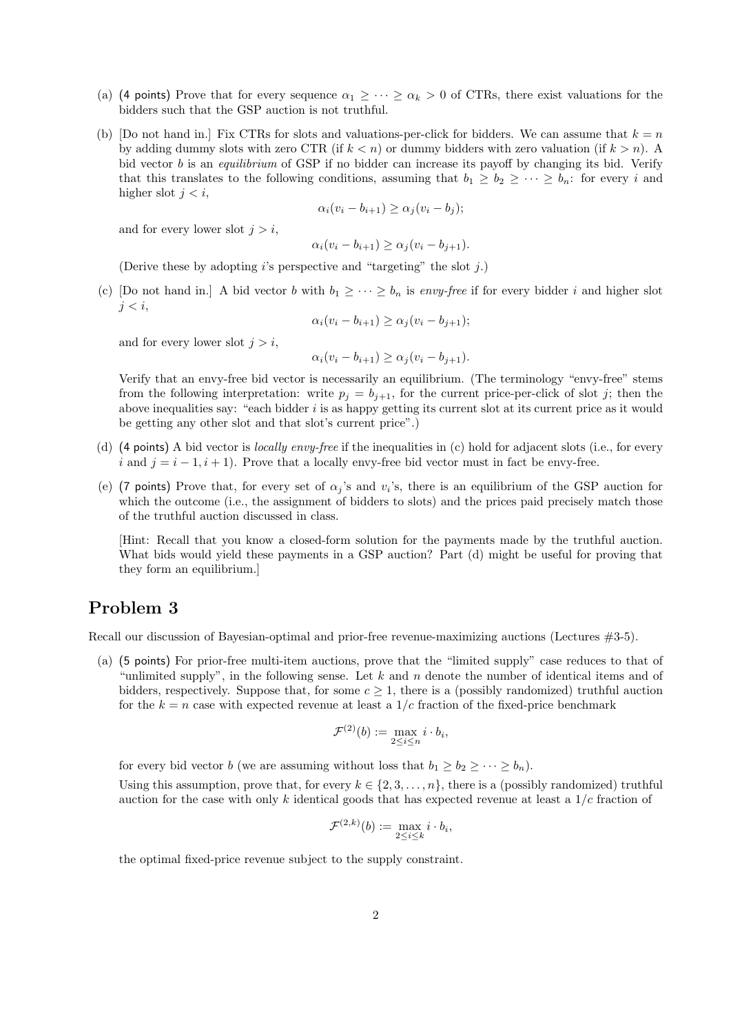(a) (4 points) Prove that for every sequence $\alpha_1 \geq \cdots \geq \alpha_k > 0$ of CTRs, there exist valuations for the bidders such that the GSP auction is not truthful.

(b) [Do not hand in.] Fix CTRs for slots and valuations-per-click for bidders. We can assume that $k = n$ by adding dummy slots with zero CTR (if $k < n$) or dummy bidders with zero valuation (if $k > n$). A bid vector $b$ is an *equilibrium* of GSP if no bidder can increase its payoff by changing its bid. Verify that this translates to the following conditions, assuming that $b_1 \geq b_2 \geq \cdots \geq b_n$: for every $i$ and higher slot $j < i$,

$$\alpha_i(v_i - b_{i+1}) \geq \alpha_j(v_i - b_j);$$

and for every lower slot $j > i$,

$$\alpha_i(v_i - b_{i+1}) \geq \alpha_j(v_i - b_{j+1}).$$

(Derive these by adopting $i$'s perspective and "targeting" the slot $j$.)

(c) [Do not hand in.] A bid vector $b$ with $b_1 \geq \cdots \geq b_n$ is *envy-free* if for every bidder $i$ and higher slot $j < i$,

$$\alpha_i(v_i - b_{i+1}) \geq \alpha_j(v_i - b_{j+1});$$

and for every lower slot $j > i$,

$$\alpha_i(v_i - b_{i+1}) \geq \alpha_j(v_i - b_{j+1}).$$

Verify that an envy-free bid vector is necessarily an equilibrium. (The terminology "envy-free" stems from the following interpretation: write $p_j = b_{j+1}$, for the current price-per-click of slot $j$; then the above inequalities say: "each bidder $i$ is as happy getting its current slot at its current price as it would be getting any other slot and that slot's current price".)

(d) (4 points) A bid vector is *locally envy-free* if the inequalities in (c) hold for adjacent slots (i.e., for every $i$ and $j = i-1, i+1$). Prove that a locally envy-free bid vector must in fact be envy-free.

(e) (7 points) Prove that, for every set of $\alpha_j$'s and $v_i$'s, there is an equilibrium of the GSP auction for which the outcome (i.e., the assignment of bidders to slots) and the prices paid precisely match those of the truthful auction discussed in class.

[Hint: Recall that you know a closed-form solution for the payments made by the truthful auction. What bids would yield these payments in a GSP auction? Part (d) might be useful for proving that they form an equilibrium.]

## Problem 3

Recall our discussion of Bayesian-optimal and prior-free revenue-maximizing auctions (Lectures #3-5).

(a) (5 points) For prior-free multi-item auctions, prove that the "limited supply" case reduces to that of "unlimited supply", in the following sense. Let $k$ and $n$ denote the number of identical items and of bidders, respectively. Suppose that, for some $c \geq 1$, there is a (possibly randomized) truthful auction for the $k = n$ case with expected revenue at least a $1/c$ fraction of the fixed-price benchmark

$$\mathcal{F}^{(2)}(b) := \max_{2 \leq i \leq n} i \cdot b_i,$$

for every bid vector $b$ (we are assuming without loss that $b_1 \geq b_2 \geq \cdots \geq b_n$).

Using this assumption, prove that, for every $k \in \{2, 3, \ldots, n\}$, there is a (possibly randomized) truthful auction for the case with only $k$ identical goods that has expected revenue at least a $1/c$ fraction of

$$\mathcal{F}^{(2,k)}(b) := \max_{2 \leq i \leq k} i \cdot b_i,$$

the optimal fixed-price revenue subject to the supply constraint.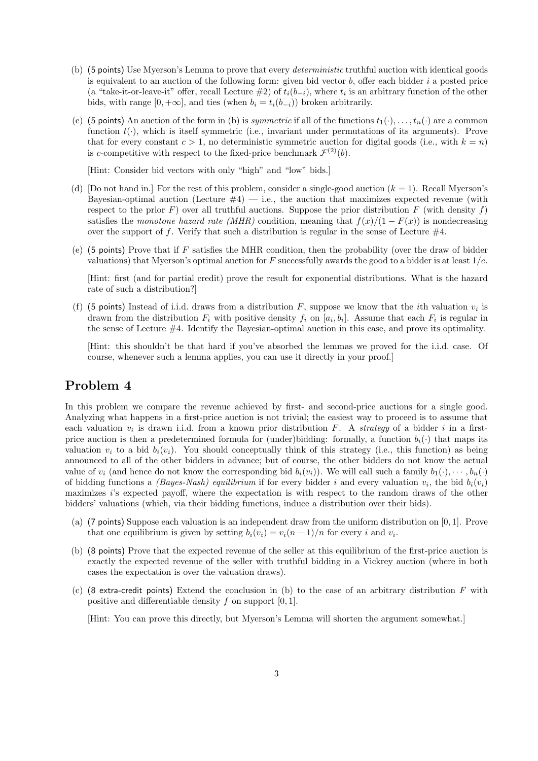(b) (5 points) Use Myerson's Lemma to prove that every *deterministic* truthful auction with identical goods is equivalent to an auction of the following form: given bid vector $b$, offer each bidder $i$ a posted price (a "take-it-or-leave-it" offer, recall Lecture #2) of $t_i(b_{-i})$, where $t_i$ is an arbitrary function of the other bids, with range $[0, +\infty]$, and ties (when $b_i = t_i(b_{-i})$) broken arbitrarily.

(c) (5 points) An auction of the form in (b) is *symmetric* if all of the functions $t_1(\cdot), \ldots, t_n(\cdot)$ are a common function $t(\cdot)$, which is itself symmetric (i.e., invariant under permutations of its arguments). Prove that for every constant $c > 1$, no deterministic symmetric auction for digital goods (i.e., with $k = n$) is $c$-competitive with respect to the fixed-price benchmark $\mathcal{F}^{(2)}(b)$.

[Hint: Consider bid vectors with only "high" and "low" bids.]

(d) [Do not hand in.] For the rest of this problem, consider a single-good auction ($k = 1$). Recall Myerson's Bayesian-optimal auction (Lecture #4) — i.e., the auction that maximizes expected revenue (with respect to the prior $F$) over all truthful auctions. Suppose the prior distribution $F$ (with density $f$) satisfies the *monotone hazard rate (MHR)* condition, meaning that $f(x)/(1 - F(x))$ is nondecreasing over the support of $f$. Verify that such a distribution is regular in the sense of Lecture #4.

(e) (5 points) Prove that if $F$ satisfies the MHR condition, then the probability (over the draw of bidder valuations) that Myerson's optimal auction for $F$ successfully awards the good to a bidder is at least $1/e$.

[Hint: first (and for partial credit) prove the result for exponential distributions. What is the hazard rate of such a distribution?]

(f) (5 points) Instead of i.i.d. draws from a distribution $F$, suppose we know that the $i$th valuation $v_i$ is drawn from the distribution $F_i$ with positive density $f_i$ on $[a_i, b_i]$. Assume that each $F_i$ is regular in the sense of Lecture #4. Identify the Bayesian-optimal auction in this case, and prove its optimality.

[Hint: this shouldn't be that hard if you've absorbed the lemmas we proved for the i.i.d. case. Of course, whenever such a lemma applies, you can use it directly in your proof.]

## Problem 4

In this problem we compare the revenue achieved by first- and second-price auctions for a single good. Analyzing what happens in a first-price auction is not trivial; the easiest way to proceed is to assume that each valuation $v_i$ is drawn i.i.d. from a known prior distribution $F$. A *strategy* of a bidder $i$ in a first-price auction is then a predetermined formula for (under)bidding: formally, a function $b_i(\cdot)$ that maps its valuation $v_i$ to a bid $b_i(v_i)$. You should conceptually think of this strategy (i.e., this function) as being announced to all of the other bidders in advance; but of course, the other bidders do not know the actual value of $v_i$ (and hence do not know the corresponding bid $b_i(v_i)$). We will call such a family $b_1(\cdot), \cdots, b_n(\cdot)$ of bidding functions a *(Bayes-Nash) equilibrium* if for every bidder $i$ and every valuation $v_i$, the bid $b_i(v_i)$ maximizes $i$'s expected payoff, where the expectation is with respect to the random draws of the other bidders' valuations (which, via their bidding functions, induce a distribution over their bids).

(a) (7 points) Suppose each valuation is an independent draw from the uniform distribution on $[0, 1]$. Prove that one equilibrium is given by setting $b_i(v_i) = v_i(n-1)/n$ for every $i$ and $v_i$.

(b) (8 points) Prove that the expected revenue of the seller at this equilibrium of the first-price auction is exactly the expected revenue of the seller with truthful bidding in a Vickrey auction (where in both cases the expectation is over the valuation draws).

(c) (8 extra-credit points) Extend the conclusion in (b) to the case of an arbitrary distribution $F$ with positive and differentiable density $f$ on support $[0, 1]$.

[Hint: You can prove this directly, but Myerson's Lemma will shorten the argument somewhat.]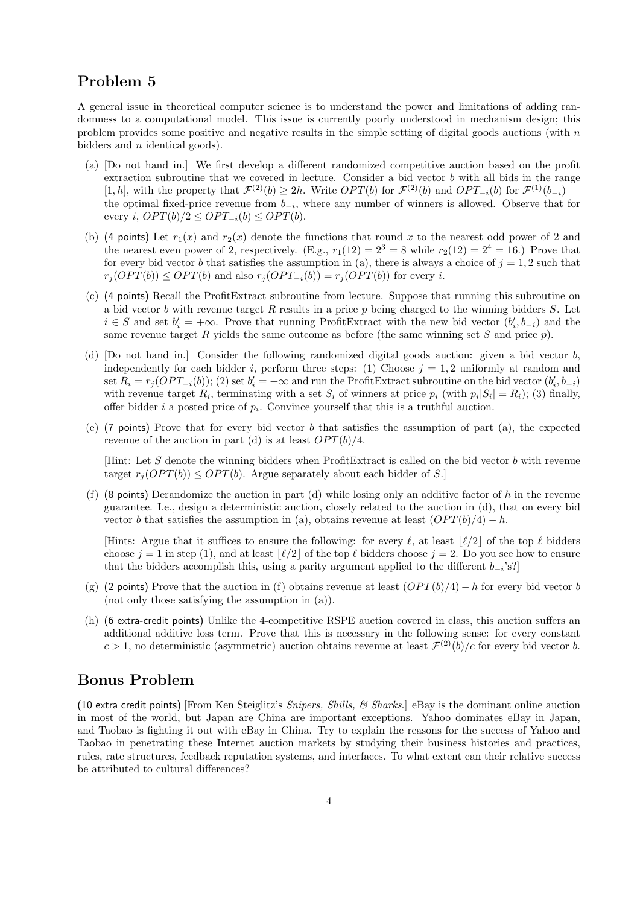## Problem 5

A general issue in theoretical computer science is to understand the power and limitations of adding randomness to a computational model. This issue is currently poorly understood in mechanism design; this problem provides some positive and negative results in the simple setting of digital goods auctions (with $n$ bidders and $n$ identical goods).

(a) [Do not hand in.] We first develop a different randomized competitive auction based on the profit extraction subroutine that we covered in lecture. Consider a bid vector $b$ with all bids in the range $[1, h]$, with the property that $\mathcal{F}^{(2)}(b) \geq 2h$. Write $OPT(b)$ for $\mathcal{F}^{(2)}(b)$ and $OPT_{-i}(b)$ for $\mathcal{F}^{(1)}(b_{-i})$ — the optimal fixed-price revenue from $b_{-i}$, where any number of winners is allowed. Observe that for every $i$, $OPT(b)/2 \leq OPT_{-i}(b) \leq OPT(b)$.

(b) (4 points) Let $r_1(x)$ and $r_2(x)$ denote the functions that round $x$ to the nearest odd power of 2 and the nearest even power of 2, respectively. (E.g., $r_1(12) = 2^3 = 8$ while $r_2(12) = 2^4 = 16$.) Prove that for every bid vector $b$ that satisfies the assumption in (a), there is always a choice of $j = 1, 2$ such that $r_j(OPT(b)) \leq OPT(b)$ and also $r_j(OPT_{-i}(b)) = r_j(OPT(b))$ for every $i$.

(c) (4 points) Recall the ProfitExtract subroutine from lecture. Suppose that running this subroutine on a bid vector $b$ with revenue target $R$ results in a price $p$ being charged to the winning bidders $S$. Let $i \in S$ and set $b'_i = +\infty$. Prove that running ProfitExtract with the new bid vector $(b'_i, b_{-i})$ and the same revenue target $R$ yields the same outcome as before (the same winning set $S$ and price $p$).

(d) [Do not hand in.] Consider the following randomized digital goods auction: given a bid vector $b$, independently for each bidder $i$, perform three steps: (1) Choose $j = 1, 2$ uniformly at random and set $R_i = r_j(OPT_{-i}(b))$; (2) set $b'_i = +\infty$ and run the ProfitExtract subroutine on the bid vector $(b'_i, b_{-i})$ with revenue target $R_i$, terminating with a set $S_i$ of winners at price $p_i$ (with $p_i|S_i| = R_i$); (3) finally, offer bidder $i$ a posted price of $p_i$. Convince yourself that this is a truthful auction.

(e) (7 points) Prove that for every bid vector $b$ that satisfies the assumption of part (a), the expected revenue of the auction in part (d) is at least $OPT(b)/4$.

[Hint: Let $S$ denote the winning bidders when ProfitExtract is called on the bid vector $b$ with revenue target $r_j(OPT(b)) \leq OPT(b)$. Argue separately about each bidder of $S$.]

(f) (8 points) Derandomize the auction in part (d) while losing only an additive factor of $h$ in the revenue guarantee. I.e., design a deterministic auction, closely related to the auction in (d), that on every bid vector $b$ that satisfies the assumption in (a), obtains revenue at least $(OPT(b)/4) - h$.

[Hints: Argue that it suffices to ensure the following: for every $\ell$, at least $\lfloor \ell/2 \rfloor$ of the top $\ell$ bidders choose $j = 1$ in step (1), and at least $\lfloor \ell/2 \rfloor$ of the top $\ell$ bidders choose $j = 2$. Do you see how to ensure that the bidders accomplish this, using a parity argument applied to the different $b_{-i}$'s?]

(g) (2 points) Prove that the auction in (f) obtains revenue at least $(OPT(b)/4) - h$ for every bid vector $b$ (not only those satisfying the assumption in (a)).

(h) (6 extra-credit points) Unlike the 4-competitive RSPE auction covered in class, this auction suffers an additional additive loss term. Prove that this is necessary in the following sense: for every constant $c > 1$, no deterministic (asymmetric) auction obtains revenue at least $\mathcal{F}^{(2)}(b)/c$ for every bid vector $b$.

## Bonus Problem

(10 extra credit points) [From Ken Steiglitz's *Snipers, Shills, & Sharks.*] eBay is the dominant online auction in most of the world, but Japan are China are important exceptions. Yahoo dominates eBay in Japan, and Taobao is fighting it out with eBay in China. Try to explain the reasons for the success of Yahoo and Taobao in penetrating these Internet auction markets by studying their business histories and practices, rules, rate structures, feedback reputation systems, and interfaces. To what extent can their relative success be attributed to cultural differences?